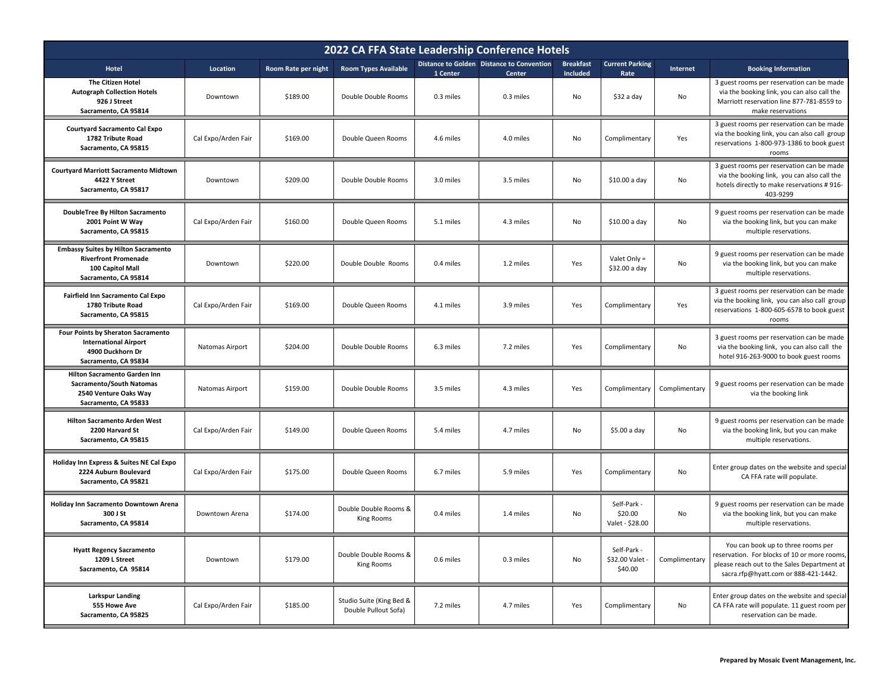# 2022 CA FFA State Leadership Conference Hotels

| Hotel | Location | Room Rate per night | Room Types Available | Distance to Golden 1 Center | Distance to Convention Center | Breakfast Included | Current Parking Rate | Internet | Booking Information |
|---|---|---|---|---|---|---|---|---|---|
| **The Citizen Hotel Autograph Collection Hotels 926 J Street Sacramento, CA 95814** | Downtown | $189.00 | Double Double Rooms | 0.3 miles | 0.3 miles | No | $32 a day | No | 3 guest rooms per reservation can be made via the booking link, you can also call the Marriott reservation line 877-781-8559 to make reservations |
| **Courtyard Sacramento Cal Expo 1782 Tribute Road Sacramento, CA 95815** | Cal Expo/Arden Fair | $169.00 | Double Queen Rooms | 4.6 miles | 4.0 miles | No | Complimentary | Yes | 3 guest rooms per reservation can be made via the booking link, you can also call group reservations 1-800-973-1386 to book guest rooms |
| **Courtyard Marriott Sacramento Midtown 4422 Y Street Sacramento, CA 95817** | Downtown | $209.00 | Double Double Rooms | 3.0 miles | 3.5 miles | No | $10.00 a day | No | 3 guest rooms per reservation can be made via the booking link, you can also call the hotels directly to make reservations # 916-403-9299 |
| **DoubleTree By Hilton Sacramento 2001 Point W Way Sacramento, CA 95815** | Cal Expo/Arden Fair | $160.00 | Double Queen Rooms | 5.1 miles | 4.3 miles | No | $10.00 a day | No | 9 guest rooms per reservation can be made via the booking link, but you can make multiple reservations. |
| **Embassy Suites by Hilton Sacramento Riverfront Promenade 100 Capitol Mall Sacramento, CA 95814** | Downtown | $220.00 | Double Double Rooms | 0.4 miles | 1.2 miles | Yes | Valet Only = $32.00 a day | No | 9 guest rooms per reservation can be made via the booking link, but you can make multiple reservations. |
| **Fairfield Inn Sacramento Cal Expo 1780 Tribute Road Sacramento, CA 95815** | Cal Expo/Arden Fair | $169.00 | Double Queen Rooms | 4.1 miles | 3.9 miles | Yes | Complimentary | Yes | 3 guest rooms per reservation can be made via the booking link, you can also call group reservations 1-800-605-6578 to book guest rooms |
| **Four Points by Sheraton Sacramento International Airport 4900 Duckhorn Dr Sacramento, CA 95834** | Natomas Airport | $204.00 | Double Double Rooms | 6.3 miles | 7.2 miles | Yes | Complimentary | No | 3 guest rooms per reservation can be made via the booking link, you can also call the hotel 916-263-9000 to book guest rooms |
| **Hilton Sacramento Garden Inn Sacramento/South Natomas 2540 Venture Oaks Way Sacramento, CA 95833** | Natomas Airport | $159.00 | Double Double Rooms | 3.5 miles | 4.3 miles | Yes | Complimentary | Complimentary | 9 guest rooms per reservation can be made via the booking link |
| **Hilton Sacramento Arden West 2200 Harvard St Sacramento, CA 95815** | Cal Expo/Arden Fair | $149.00 | Double Queen Rooms | 5.4 miles | 4.7 miles | No | $5.00 a day | No | 9 guest rooms per reservation can be made via the booking link, but you can make multiple reservations. |
| **Holiday Inn Express & Suites NE Cal Expo 2224 Auburn Boulevard Sacramento, CA 95821** | Cal Expo/Arden Fair | $175.00 | Double Queen Rooms | 6.7 miles | 5.9 miles | Yes | Complimentary | No | Enter group dates on the website and special CA FFA rate will populate. |
| **Holiday Inn Sacramento Downtown Arena 300 J St Sacramento, CA 95814** | Downtown Arena | $174.00 | Double Double Rooms & King Rooms | 0.4 miles | 1.4 miles | No | Self-Park - $20.00 Valet - $28.00 | No | 9 guest rooms per reservation can be made via the booking link, but you can make multiple reservations. |
| **Hyatt Regency Sacramento 1209 L Street Sacramento, CA 95814** | Downtown | $179.00 | Double Double Rooms & King Rooms | 0.6 miles | 0.3 miles | No | Self-Park - $32.00 Valet - $40.00 | Complimentary | You can book up to three rooms per reservation. For blocks of 10 or more rooms, please reach out to the Sales Department at sacra.rfp@hyatt.com or 888-421-1442. |
| **Larkspur Landing 555 Howe Ave Sacramento, CA 95825** | Cal Expo/Arden Fair | $185.00 | Studio Suite (King Bed & Double Pullout Sofa) | 7.2 miles | 4.7 miles | Yes | Complimentary | No | Enter group dates on the website and special CA FFA rate will populate. 11 guest room per reservation can be made. |

**Prepared by Mosaic Event Management, Inc.**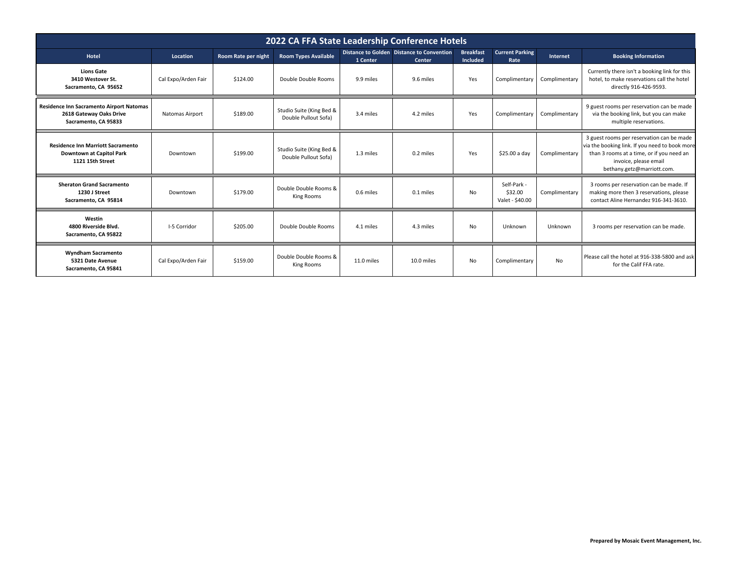# 2022 CA FFA State Leadership Conference Hotels

| Hotel | Location | Room Rate per night | Room Types Available | Distance to Golden 1 Center | Distance to Convention Center | Breakfast Included | Current Parking Rate | Internet | Booking Information |
|---|---|---|---|---|---|---|---|---|---|
| **Lions Gate**<br>**3410 Westover St.**<br>**Sacramento, CA 95652** | Cal Expo/Arden Fair | $124.00 | Double Double Rooms | 9.9 miles | 9.6 miles | Yes | Complimentary | Complimentary | Currently there isn't a booking link for this hotel, to make reservations call the hotel directly 916-426-9593. |
| **Residence Inn Sacramento Airport Natomas**<br>**2618 Gateway Oaks Drive**<br>**Sacramento, CA 95833** | Natomas Airport | $189.00 | Studio Suite (King Bed & Double Pullout Sofa) | 3.4 miles | 4.2 miles | Yes | Complimentary | Complimentary | 9 guest rooms per reservation can be made via the booking link, but you can make multiple reservations. |
| **Residence Inn Marriott Sacramento Downtown at Capitol Park**<br>**1121 15th Street** | Downtown | $199.00 | Studio Suite (King Bed & Double Pullout Sofa) | 1.3 miles | 0.2 miles | Yes | $25.00 a day | Complimentary | 3 guest rooms per reservation can be made via the booking link. If you need to book more than 3 rooms at a time, or if you need an invoice, please email bethany.getz@marriott.com. |
| **Sheraton Grand Sacramento**<br>**1230 J Street**<br>**Sacramento, CA 95814** | Downtown | $179.00 | Double Double Rooms & King Rooms | 0.6 miles | 0.1 miles | No | Self-Park - $32.00<br>Valet - $40.00 | Complimentary | 3 rooms per reservation can be made. If making more then 3 reservations, please contact Aline Hernandez 916-341-3610. |
| **Westin**<br>**4800 Riverside Blvd.**<br>**Sacramento, CA 95822** | I-5 Corridor | $205.00 | Double Double Rooms | 4.1 miles | 4.3 miles | No | Unknown | Unknown | 3 rooms per reservation can be made. |
| **Wyndham Sacramento**<br>**5321 Date Avenue**<br>**Sacramento, CA 95841** | Cal Expo/Arden Fair | $159.00 | Double Double Rooms & King Rooms | 11.0 miles | 10.0 miles | No | Complimentary | No | Please call the hotel at 916-338-5800 and ask for the Calif FFA rate. |

**Prepared by Mosaic Event Management, Inc.**